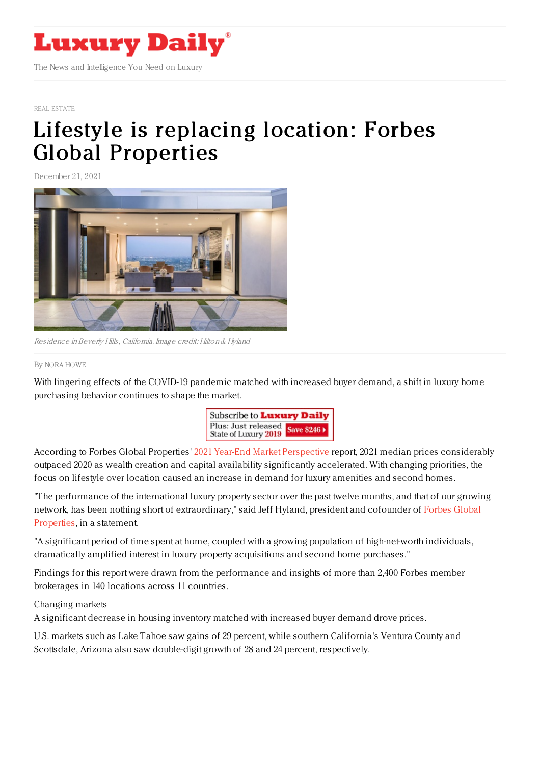REAL ESTATE

# Lifestyle is replacing location: Forbes Global Properties

December 21, 2021

*Residence in Beverly Hills, California. Image credit: Hilton & Hyland*

By NORA HOWE

With lingering effects of the COVID-19 pandemic matched with increased buyer demand, a shift in luxury home purchasing behavior continues to shape the market.

According to Forbes Global Properties' 2021 Year-End Market Perspective report, 2021 median prices considerably outpaced 2020 as wealth creation and capital availability significantly accelerated. With changing priorities, the focus on lifestyle over location caused an increase in demand for luxury amenities and second homes.

"The performance of the international luxury property sector over the past twelve months, and that of our growing network, has been nothing short of extraordinary," said Jeff Hyland, president and cofounder of Forbes Global Properties, in a statement.

"A significant period of time spent at home, coupled with a growing population of high-net-worth individuals, dramatically amplified interest in luxury property acquisitions and second home purchases."

Findings for this report were drawn from the performance and insights of more than 2,400 Forbes member brokerages in 140 locations across 11 countries.

Changing markets

A significant decrease in housing inventory matched with increased buyer demand drove prices.

U.S. markets such as Lake Tahoe saw gains of 29 percent, while southern California's Ventura County and Scottsdale, Arizona also saw double-digit growth of 28 and 24 percent, respectively.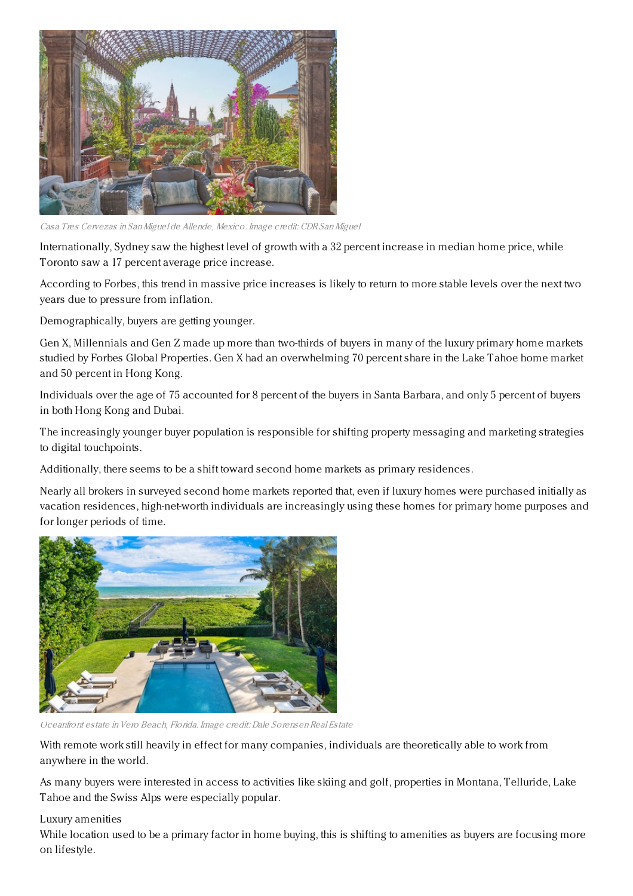*Casa Tres Cervezas in San Miguel de Allende, Mexico. Image credit: CDR San Miguel*

Internationally, Sydney saw the highest level of growth with a 32 percent increase in median home price, while Toronto saw a 17 percent average price increase.

According to Forbes, this trend in massive price increases is likely to return to more stable levels over the next two years due to pressure from inflation.

Demographically, buyers are getting younger.

Gen X, Millennials and Gen Z made up more than two-thirds of buyers in many of the luxury primary home markets studied by Forbes Global Properties. Gen X had an overwhelming 70 percent share in the Lake Tahoe home market and 50 percent in Hong Kong.

Individuals over the age of 75 accounted for 8 percent of the buyers in Santa Barbara, and only 5 percent of buyers in both Hong Kong and Dubai.

The increasingly younger buyer population is responsible for shifting property messaging and marketing strategies to digital touchpoints.

Additionally, there seems to be a shift toward second home markets as primary residences.

Nearly all brokers in surveyed second home markets reported that, even if luxury homes were purchased initially as vacation residences, high-net-worth individuals are increasingly using these homes for primary home purposes and for longer periods of time.

*Oceanfront estate in Vero Beach, Florida. Image credit: Dale Sorensen Real Estate*

With remote work still heavily in effect for many companies, individuals are theoretically able to work from anywhere in the world.

As many buyers were interested in access to activities like skiing and golf, properties in Montana, Telluride, Lake Tahoe and the Swiss Alps were especially popular.

Luxury amenities

While location used to be a primary factor in home buying, this is shifting to amenities as buyers are focusing more on lifestyle.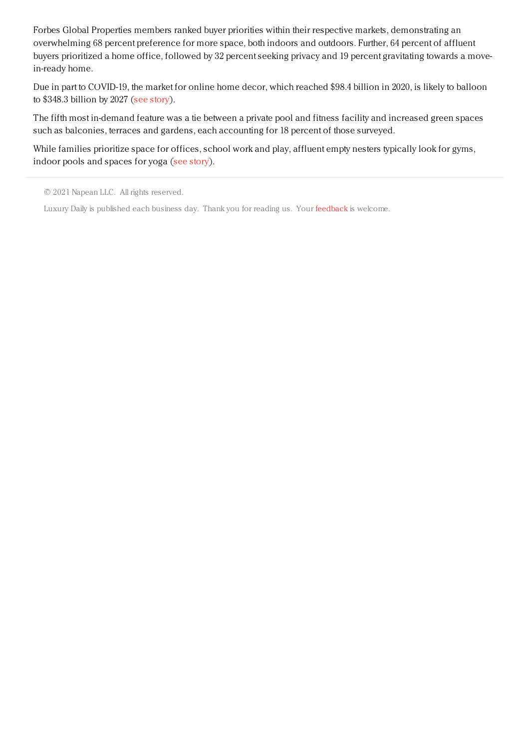Forbes Global Properties members ranked buyer priorities within their respective markets, demonstrating an overwhelming 68 percent preference for more space, both indoors and outdoors. Further, 64 percent of affluent buyers prioritized a home office, followed by 32 percent seeking privacy and 19 percent gravitating towards a move-in-ready home.

Due in part to COVID-19, the market for online home decor, which reached $98.4 billion in 2020, is likely to balloon to $348.3 billion by 2027 (see story).

The fifth most in-demand feature was a tie between a private pool and fitness facility and increased green spaces such as balconies, terraces and gardens, each accounting for 18 percent of those surveyed.

While families prioritize space for offices, school work and play, affluent empty nesters typically look for gyms, indoor pools and spaces for yoga (see story).

© 2021 Napean LLC. All rights reserved.

Luxury Daily is published each business day. Thank you for reading us. Your feedback is welcome.